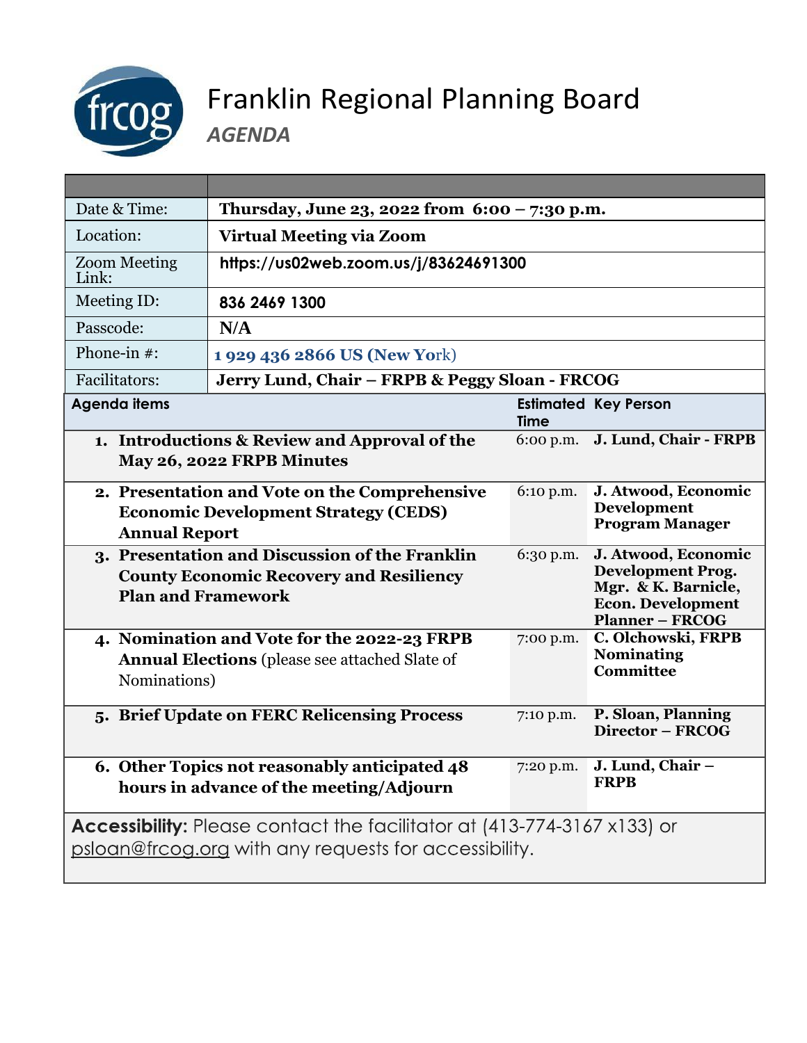# Franklin Regional Planning Board

## *AGENDA*

| | |
|---|---|
| Date & Time: | **Thursday, June 23, 2022 from 6:00 – 7:30 p.m.** |
| Location: | **Virtual Meeting via Zoom** |
| Zoom Meeting Link: | **https://us02web.zoom.us/j/83624691300** |
| Meeting ID: | **836 2469 1300** |
| Passcode: | **N/A** |
| Phone-in #: | **1 929 436 2866 US (New York)** |
| Facilitators: | **Jerry Lund, Chair – FRPB & Peggy Sloan - FRCOG** |

| Agenda items | Estimated Time | Key Person |
|---|---|---|
| 1. **Introductions & Review and Approval of the May 26, 2022 FRPB Minutes** | 6:00 p.m. | **J. Lund, Chair - FRPB** |
| 2. **Presentation and Vote on the Comprehensive Economic Development Strategy (CEDS) Annual Report** | 6:10 p.m. | **J. Atwood, Economic Development Program Manager** |
| 3. **Presentation and Discussion of the Franklin County Economic Recovery and Resiliency Plan and Framework** | 6:30 p.m. | **J. Atwood, Economic Development Prog. Mgr. & K. Barnicle, Econ. Development Planner – FRCOG** |
| 4. **Nomination and Vote for the 2022-23 FRPB Annual Elections** (please see attached Slate of Nominations) | 7:00 p.m. | **C. Olchowski, FRPB Nominating Committee** |
| 5. **Brief Update on FERC Relicensing Process** | 7:10 p.m. | **P. Sloan, Planning Director – FRCOG** |
| 6. **Other Topics not reasonably anticipated 48 hours in advance of the meeting/Adjourn** | 7:20 p.m. | **J. Lund, Chair – FRPB** |

**Accessibility:** Please contact the facilitator at (413-774-3167 x133) or psloan@frcog.org with any requests for accessibility.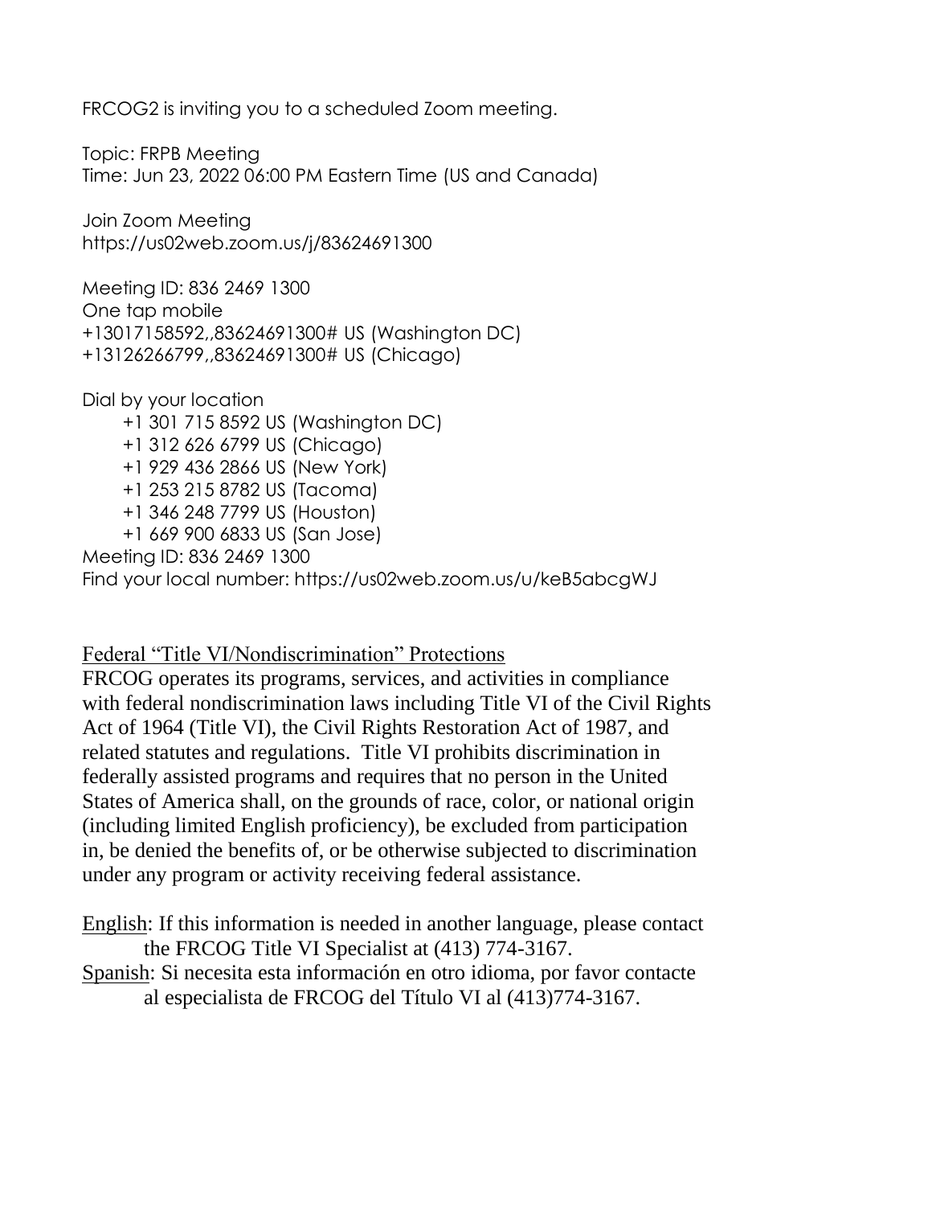FRCOG2 is inviting you to a scheduled Zoom meeting.

Topic: FRPB Meeting
Time: Jun 23, 2022 06:00 PM Eastern Time (US and Canada)

Join Zoom Meeting
https://us02web.zoom.us/j/83624691300

Meeting ID: 836 2469 1300
One tap mobile
+13017158592,,83624691300# US (Washington DC)
+13126266799,,83624691300# US (Chicago)

Dial by your location
- +1 301 715 8592 US (Washington DC)
- +1 312 626 6799 US (Chicago)
- +1 929 436 2866 US (New York)
- +1 253 215 8782 US (Tacoma)
- +1 346 248 7799 US (Houston)
- +1 669 900 6833 US (San Jose)

Meeting ID: 836 2469 1300
Find your local number: https://us02web.zoom.us/u/keB5abcgWJ

Federal "Title VI/Nondiscrimination" Protections

FRCOG operates its programs, services, and activities in compliance with federal nondiscrimination laws including Title VI of the Civil Rights Act of 1964 (Title VI), the Civil Rights Restoration Act of 1987, and related statutes and regulations. Title VI prohibits discrimination in federally assisted programs and requires that no person in the United States of America shall, on the grounds of race, color, or national origin (including limited English proficiency), be excluded from participation in, be denied the benefits of, or be otherwise subjected to discrimination under any program or activity receiving federal assistance.

English: If this information is needed in another language, please contact the FRCOG Title VI Specialist at (413) 774-3167.

Spanish: Si necesita esta información en otro idioma, por favor contacte al especialista de FRCOG del Título VI al (413)774-3167.